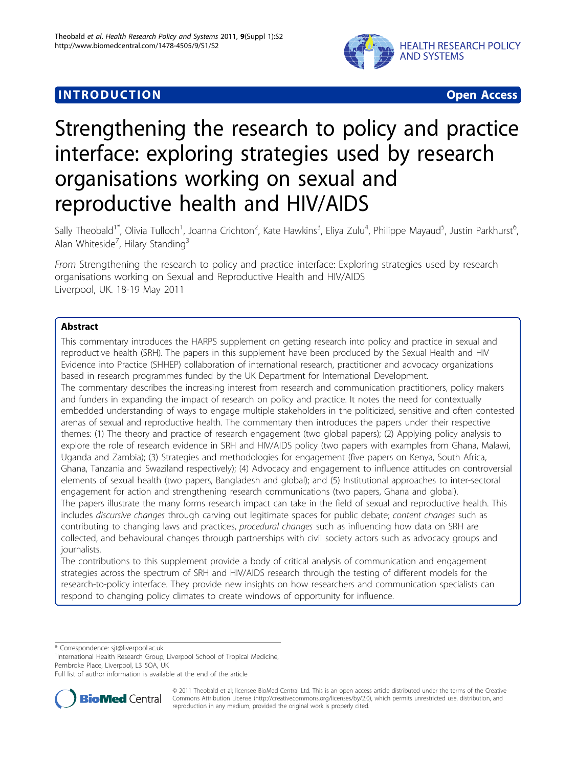INTRODUCTION Open Access

# Strengthening the research to policy and practice interface: exploring strategies used by research organisations working on sexual and reproductive health and HIV/AIDS

Sally Theobald[1*], Olivia Tulloch[1], Joanna Crichton[2], Kate Hawkins[3], Eliya Zulu[4], Philippe Mayaud[5], Justin Parkhurst[6], Alan Whiteside[7], Hilary Standing[3]

*From* Strengthening the research to policy and practice interface: Exploring strategies used by research organisations working on Sexual and Reproductive Health and HIV/AIDS
Liverpool, UK. 18-19 May 2011

## Abstract

This commentary introduces the HARPS supplement on getting research into policy and practice in sexual and reproductive health (SRH). The papers in this supplement have been produced by the Sexual Health and HIV Evidence into Practice (SHHEP) collaboration of international research, practitioner and advocacy organizations based in research programmes funded by the UK Department for International Development.

The commentary describes the increasing interest from research and communication practitioners, policy makers and funders in expanding the impact of research on policy and practice. It notes the need for contextually embedded understanding of ways to engage multiple stakeholders in the politicized, sensitive and often contested arenas of sexual and reproductive health. The commentary then introduces the papers under their respective themes: (1) The theory and practice of research engagement (two global papers); (2) Applying policy analysis to explore the role of research evidence in SRH and HIV/AIDS policy (two papers with examples from Ghana, Malawi, Uganda and Zambia); (3) Strategies and methodologies for engagement (five papers on Kenya, South Africa, Ghana, Tanzania and Swaziland respectively); (4) Advocacy and engagement to influence attitudes on controversial elements of sexual health (two papers, Bangladesh and global); and (5) Institutional approaches to inter-sectoral engagement for action and strengthening research communications (two papers, Ghana and global).

The papers illustrate the many forms research impact can take in the field of sexual and reproductive health. This includes *discursive changes* through carving out legitimate spaces for public debate; *content changes* such as contributing to changing laws and practices, *procedural changes* such as influencing how data on SRH are collected, and behavioural changes through partnerships with civil society actors such as advocacy groups and journalists.

The contributions to this supplement provide a body of critical analysis of communication and engagement strategies across the spectrum of SRH and HIV/AIDS research through the testing of different models for the research-to-policy interface. They provide new insights on how researchers and communication specialists can respond to changing policy climates to create windows of opportunity for influence.

\* Correspondence: sjt@liverpool.ac.uk
[1]International Health Research Group, Liverpool School of Tropical Medicine, Pembroke Place, Liverpool, L3 5QA, UK
Full list of author information is available at the end of the article

© 2011 Theobald et al; licensee BioMed Central Ltd. This is an open access article distributed under the terms of the Creative Commons Attribution License (http://creativecommons.org/licenses/by/2.0), which permits unrestricted use, distribution, and reproduction in any medium, provided the original work is properly cited.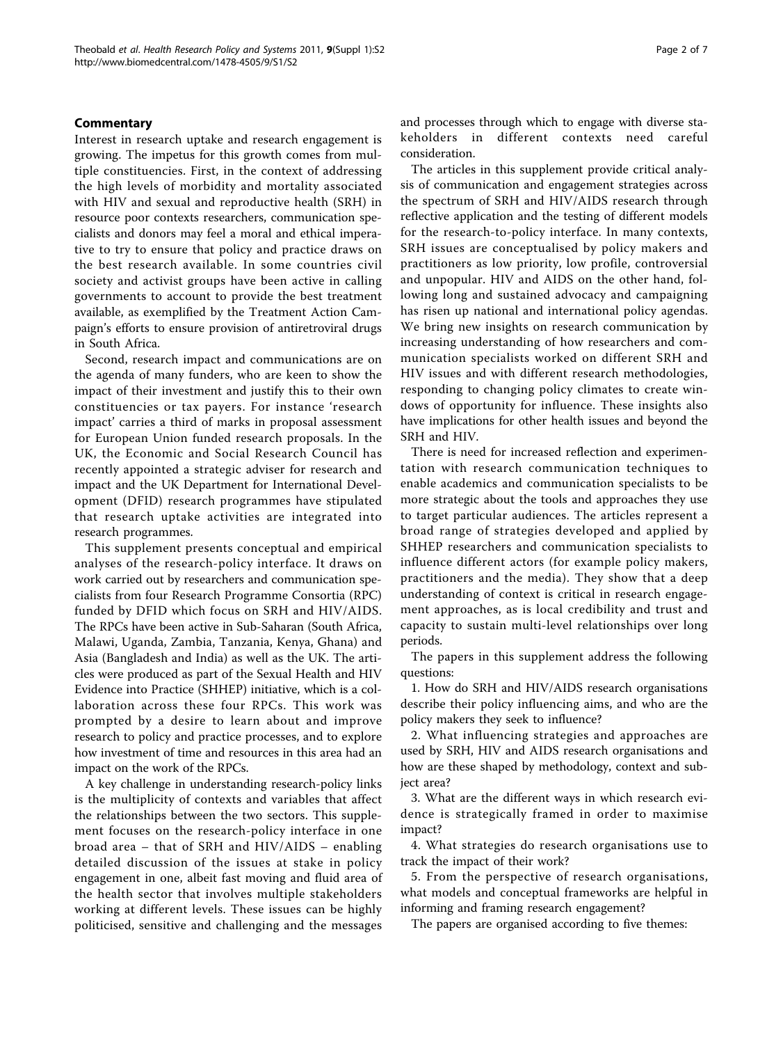## Commentary

Interest in research uptake and research engagement is growing. The impetus for this growth comes from multiple constituencies. First, in the context of addressing the high levels of morbidity and mortality associated with HIV and sexual and reproductive health (SRH) in resource poor contexts researchers, communication specialists and donors may feel a moral and ethical imperative to try to ensure that policy and practice draws on the best research available. In some countries civil society and activist groups have been active in calling governments to account to provide the best treatment available, as exemplified by the Treatment Action Campaign's efforts to ensure provision of antiretroviral drugs in South Africa.

Second, research impact and communications are on the agenda of many funders, who are keen to show the impact of their investment and justify this to their own constituencies or tax payers. For instance 'research impact' carries a third of marks in proposal assessment for European Union funded research proposals. In the UK, the Economic and Social Research Council has recently appointed a strategic adviser for research and impact and the UK Department for International Development (DFID) research programmes have stipulated that research uptake activities are integrated into research programmes.

This supplement presents conceptual and empirical analyses of the research-policy interface. It draws on work carried out by researchers and communication specialists from four Research Programme Consortia (RPC) funded by DFID which focus on SRH and HIV/AIDS. The RPCs have been active in Sub-Saharan (South Africa, Malawi, Uganda, Zambia, Tanzania, Kenya, Ghana) and Asia (Bangladesh and India) as well as the UK. The articles were produced as part of the Sexual Health and HIV Evidence into Practice (SHHEP) initiative, which is a collaboration across these four RPCs. This work was prompted by a desire to learn about and improve research to policy and practice processes, and to explore how investment of time and resources in this area had an impact on the work of the RPCs.

A key challenge in understanding research-policy links is the multiplicity of contexts and variables that affect the relationships between the two sectors. This supplement focuses on the research-policy interface in one broad area – that of SRH and HIV/AIDS – enabling detailed discussion of the issues at stake in policy engagement in one, albeit fast moving and fluid area of the health sector that involves multiple stakeholders working at different levels. These issues can be highly politicised, sensitive and challenging and the messages and processes through which to engage with diverse stakeholders in different contexts need careful consideration.

The articles in this supplement provide critical analysis of communication and engagement strategies across the spectrum of SRH and HIV/AIDS research through reflective application and the testing of different models for the research-to-policy interface. In many contexts, SRH issues are conceptualised by policy makers and practitioners as low priority, low profile, controversial and unpopular. HIV and AIDS on the other hand, following long and sustained advocacy and campaigning has risen up national and international policy agendas. We bring new insights on research communication by increasing understanding of how researchers and communication specialists worked on different SRH and HIV issues and with different research methodologies, responding to changing policy climates to create windows of opportunity for influence. These insights also have implications for other health issues and beyond the SRH and HIV.

There is need for increased reflection and experimentation with research communication techniques to enable academics and communication specialists to be more strategic about the tools and approaches they use to target particular audiences. The articles represent a broad range of strategies developed and applied by SHHEP researchers and communication specialists to influence different actors (for example policy makers, practitioners and the media). They show that a deep understanding of context is critical in research engagement approaches, as is local credibility and trust and capacity to sustain multi-level relationships over long periods.

The papers in this supplement address the following questions:

1. How do SRH and HIV/AIDS research organisations describe their policy influencing aims, and who are the policy makers they seek to influence?
2. What influencing strategies and approaches are used by SRH, HIV and AIDS research organisations and how are these shaped by methodology, context and subject area?
3. What are the different ways in which research evidence is strategically framed in order to maximise impact?
4. What strategies do research organisations use to track the impact of their work?
5. From the perspective of research organisations, what models and conceptual frameworks are helpful in informing and framing research engagement?

The papers are organised according to five themes: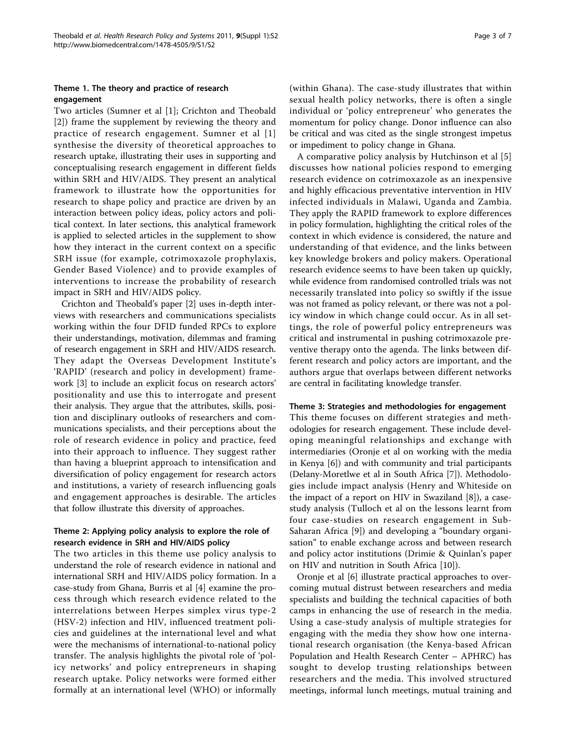### Theme 1. The theory and practice of research engagement

Two articles (Sumner et al [1]; Crichton and Theobald [2]) frame the supplement by reviewing the theory and practice of research engagement. Sumner et al [1] synthesise the diversity of theoretical approaches to research uptake, illustrating their uses in supporting and conceptualising research engagement in different fields within SRH and HIV/AIDS. They present an analytical framework to illustrate how the opportunities for research to shape policy and practice are driven by an interaction between policy ideas, policy actors and political context. In later sections, this analytical framework is applied to selected articles in the supplement to show how they interact in the current context on a specific SRH issue (for example, cotrimoxazole prophylaxis, Gender Based Violence) and to provide examples of interventions to increase the probability of research impact in SRH and HIV/AIDS policy.

Crichton and Theobald's paper [2] uses in-depth interviews with researchers and communications specialists working within the four DFID funded RPCs to explore their understandings, motivation, dilemmas and framing of research engagement in SRH and HIV/AIDS research. They adapt the Overseas Development Institute's 'RAPID' (research and policy in development) framework [3] to include an explicit focus on research actors' positionality and use this to interrogate and present their analysis. They argue that the attributes, skills, position and disciplinary outlooks of researchers and communications specialists, and their perceptions about the role of research evidence in policy and practice, feed into their approach to influence. They suggest rather than having a blueprint approach to intensification and diversification of policy engagement for research actors and institutions, a variety of research influencing goals and engagement approaches is desirable. The articles that follow illustrate this diversity of approaches.

### Theme 2: Applying policy analysis to explore the role of research evidence in SRH and HIV/AIDS policy

The two articles in this theme use policy analysis to understand the role of research evidence in national and international SRH and HIV/AIDS policy formation. In a case-study from Ghana, Burris et al [4] examine the process through which research evidence related to the interrelations between Herpes simplex virus type-2 (HSV-2) infection and HIV, influenced treatment policies and guidelines at the international level and what were the mechanisms of international-to-national policy transfer. The analysis highlights the pivotal role of 'policy networks' and policy entrepreneurs in shaping research uptake. Policy networks were formed either formally at an international level (WHO) or informally (within Ghana). The case-study illustrates that within sexual health policy networks, there is often a single individual or 'policy entrepreneur' who generates the momentum for policy change. Donor influence can also be critical and was cited as the single strongest impetus or impediment to policy change in Ghana.

A comparative policy analysis by Hutchinson et al [5] discusses how national policies respond to emerging research evidence on cotrimoxazole as an inexpensive and highly efficacious preventative intervention in HIV infected individuals in Malawi, Uganda and Zambia. They apply the RAPID framework to explore differences in policy formulation, highlighting the critical roles of the context in which evidence is considered, the nature and understanding of that evidence, and the links between key knowledge brokers and policy makers. Operational research evidence seems to have been taken up quickly, while evidence from randomised controlled trials was not necessarily translated into policy so swiftly if the issue was not framed as policy relevant, or there was not a policy window in which change could occur. As in all settings, the role of powerful policy entrepreneurs was critical and instrumental in pushing cotrimoxazole preventive therapy onto the agenda. The links between different research and policy actors are important, and the authors argue that overlaps between different networks are central in facilitating knowledge transfer.

### Theme 3: Strategies and methodologies for engagement

This theme focuses on different strategies and methodologies for research engagement. These include developing meaningful relationships and exchange with intermediaries (Oronje et al on working with the media in Kenya [6]) and with community and trial participants (Delany-Moretlwe et al in South Africa [7]). Methodologies include impact analysis (Henry and Whiteside on the impact of a report on HIV in Swaziland [8]), a case-study analysis (Tulloch et al on the lessons learnt from four case-studies on research engagement in Sub-Saharan Africa [9]) and developing a "boundary organisation" to enable exchange across and between research and policy actor institutions (Drimie & Quinlan's paper on HIV and nutrition in South Africa [10]).

Oronje et al [6] illustrate practical approaches to overcoming mutual distrust between researchers and media specialists and building the technical capacities of both camps in enhancing the use of research in the media. Using a case-study analysis of multiple strategies for engaging with the media they show how one international research organisation (the Kenya-based African Population and Health Research Center – APHRC) has sought to develop trusting relationships between researchers and the media. This involved structured meetings, informal lunch meetings, mutual training and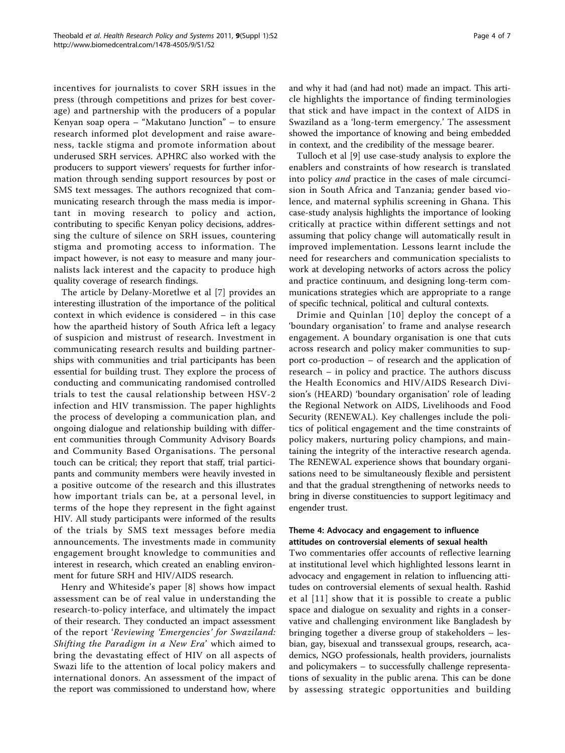incentives for journalists to cover SRH issues in the press (through competitions and prizes for best coverage) and partnership with the producers of a popular Kenyan soap opera – "Makutano Junction" – to ensure research informed plot development and raise awareness, tackle stigma and promote information about underused SRH services. APHRC also worked with the producers to support viewers' requests for further information through sending support resources by post or SMS text messages. The authors recognized that communicating research through the mass media is important in moving research to policy and action, contributing to specific Kenyan policy decisions, addressing the culture of silence on SRH issues, countering stigma and promoting access to information. The impact however, is not easy to measure and many journalists lack interest and the capacity to produce high quality coverage of research findings.

The article by Delany-Moretlwe et al [7] provides an interesting illustration of the importance of the political context in which evidence is considered – in this case how the apartheid history of South Africa left a legacy of suspicion and mistrust of research. Investment in communicating research results and building partnerships with communities and trial participants has been essential for building trust. They explore the process of conducting and communicating randomised controlled trials to test the causal relationship between HSV-2 infection and HIV transmission. The paper highlights the process of developing a communication plan, and ongoing dialogue and relationship building with different communities through Community Advisory Boards and Community Based Organisations. The personal touch can be critical; they report that staff, trial participants and community members were heavily invested in a positive outcome of the research and this illustrates how important trials can be, at a personal level, in terms of the hope they represent in the fight against HIV. All study participants were informed of the results of the trials by SMS text messages before media announcements. The investments made in community engagement brought knowledge to communities and interest in research, which created an enabling environment for future SRH and HIV/AIDS research.

Henry and Whiteside's paper [8] shows how impact assessment can be of real value in understanding the research-to-policy interface, and ultimately the impact of their research. They conducted an impact assessment of the report '*Reviewing 'Emergencies' for Swaziland: Shifting the Paradigm in a New Era*' which aimed to bring the devastating effect of HIV on all aspects of Swazi life to the attention of local policy makers and international donors. An assessment of the impact of the report was commissioned to understand how, where and why it had (and had not) made an impact. This article highlights the importance of finding terminologies that stick and have impact in the context of AIDS in Swaziland as a 'long-term emergency.' The assessment showed the importance of knowing and being embedded in context, and the credibility of the message bearer.

Tulloch et al [9] use case-study analysis to explore the enablers and constraints of how research is translated into policy *and* practice in the cases of male circumcision in South Africa and Tanzania; gender based violence, and maternal syphilis screening in Ghana. This case-study analysis highlights the importance of looking critically at practice within different settings and not assuming that policy change will automatically result in improved implementation. Lessons learnt include the need for researchers and communication specialists to work at developing networks of actors across the policy and practice continuum, and designing long-term communications strategies which are appropriate to a range of specific technical, political and cultural contexts.

Drimie and Quinlan [10] deploy the concept of a 'boundary organisation' to frame and analyse research engagement. A boundary organisation is one that cuts across research and policy maker communities to support co-production – of research and the application of research – in policy and practice. The authors discuss the Health Economics and HIV/AIDS Research Division's (HEARD) 'boundary organisation' role of leading the Regional Network on AIDS, Livelihoods and Food Security (RENEWAL). Key challenges include the politics of political engagement and the time constraints of policy makers, nurturing policy champions, and maintaining the integrity of the interactive research agenda. The RENEWAL experience shows that boundary organisations need to be simultaneously flexible and persistent and that the gradual strengthening of networks needs to bring in diverse constituencies to support legitimacy and engender trust.

#### Theme 4: Advocacy and engagement to influence attitudes on controversial elements of sexual health

Two commentaries offer accounts of reflective learning at institutional level which highlighted lessons learnt in advocacy and engagement in relation to influencing attitudes on controversial elements of sexual health. Rashid et al [11] show that it is possible to create a public space and dialogue on sexuality and rights in a conservative and challenging environment like Bangladesh by bringing together a diverse group of stakeholders – lesbian, gay, bisexual and transsexual groups, research, academics, NGO professionals, health providers, journalists and policymakers – to successfully challenge representations of sexuality in the public arena. This can be done by assessing strategic opportunities and building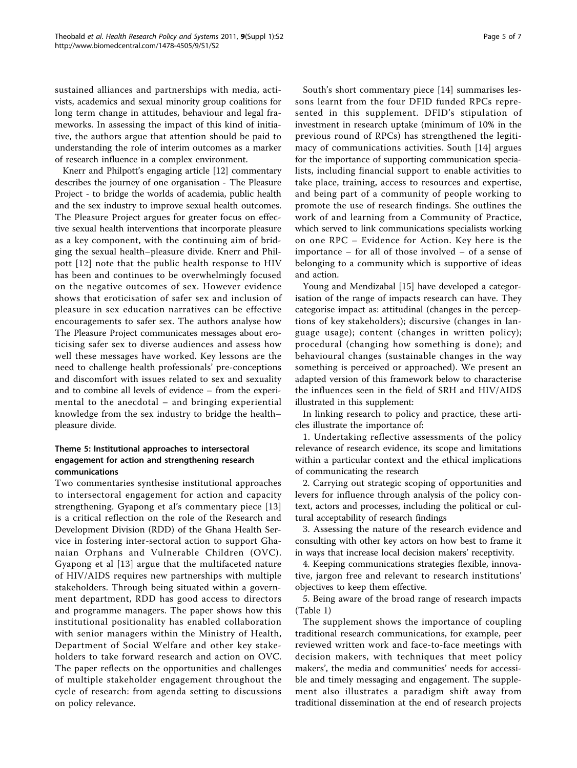sustained alliances and partnerships with media, activists, academics and sexual minority group coalitions for long term change in attitudes, behaviour and legal frameworks. In assessing the impact of this kind of initiative, the authors argue that attention should be paid to understanding the role of interim outcomes as a marker of research influence in a complex environment.

Knerr and Philpott's engaging article [12] commentary describes the journey of one organisation - The Pleasure Project - to bridge the worlds of academia, public health and the sex industry to improve sexual health outcomes. The Pleasure Project argues for greater focus on effective sexual health interventions that incorporate pleasure as a key component, with the continuing aim of bridging the sexual health–pleasure divide. Knerr and Philpott [12] note that the public health response to HIV has been and continues to be overwhelmingly focused on the negative outcomes of sex. However evidence shows that eroticisation of safer sex and inclusion of pleasure in sex education narratives can be effective encouragements to safer sex. The authors analyse how The Pleasure Project communicates messages about eroticising safer sex to diverse audiences and assess how well these messages have worked. Key lessons are the need to challenge health professionals' pre-conceptions and discomfort with issues related to sex and sexuality and to combine all levels of evidence – from the experimental to the anecdotal – and bringing experiential knowledge from the sex industry to bridge the health–pleasure divide.

### Theme 5: Institutional approaches to intersectoral engagement for action and strengthening research communications

Two commentaries synthesise institutional approaches to intersectoral engagement for action and capacity strengthening. Gyapong et al's commentary piece [13] is a critical reflection on the role of the Research and Development Division (RDD) of the Ghana Health Service in fostering inter-sectoral action to support Ghanaian Orphans and Vulnerable Children (OVC). Gyapong et al [13] argue that the multifaceted nature of HIV/AIDS requires new partnerships with multiple stakeholders. Through being situated within a government department, RDD has good access to directors and programme managers. The paper shows how this institutional positionality has enabled collaboration with senior managers within the Ministry of Health, Department of Social Welfare and other key stakeholders to take forward research and action on OVC. The paper reflects on the opportunities and challenges of multiple stakeholder engagement throughout the cycle of research: from agenda setting to discussions on policy relevance.

South's short commentary piece [14] summarises lessons learnt from the four DFID funded RPCs represented in this supplement. DFID's stipulation of investment in research uptake (minimum of 10% in the previous round of RPCs) has strengthened the legitimacy of communications activities. South [14] argues for the importance of supporting communication specialists, including financial support to enable activities to take place, training, access to resources and expertise, and being part of a community of people working to promote the use of research findings. She outlines the work of and learning from a Community of Practice, which served to link communications specialists working on one RPC – Evidence for Action. Key here is the importance – for all of those involved – of a sense of belonging to a community which is supportive of ideas and action.

Young and Mendizabal [15] have developed a categorisation of the range of impacts research can have. They categorise impact as: attitudinal (changes in the perceptions of key stakeholders); discursive (changes in language usage); content (changes in written policy); procedural (changing how something is done); and behavioural changes (sustainable changes in the way something is perceived or approached). We present an adapted version of this framework below to characterise the influences seen in the field of SRH and HIV/AIDS illustrated in this supplement:

In linking research to policy and practice, these articles illustrate the importance of:

1. Undertaking reflective assessments of the policy relevance of research evidence, its scope and limitations within a particular context and the ethical implications of communicating the research
2. Carrying out strategic scoping of opportunities and levers for influence through analysis of the policy context, actors and processes, including the political or cultural acceptability of research findings
3. Assessing the nature of the research evidence and consulting with other key actors on how best to frame it in ways that increase local decision makers' receptivity.
4. Keeping communications strategies flexible, innovative, jargon free and relevant to research institutions' objectives to keep them effective.
5. Being aware of the broad range of research impacts (Table 1)

The supplement shows the importance of coupling traditional research communications, for example, peer reviewed written work and face-to-face meetings with decision makers, with techniques that meet policy makers', the media and communities' needs for accessible and timely messaging and engagement. The supplement also illustrates a paradigm shift away from traditional dissemination at the end of research projects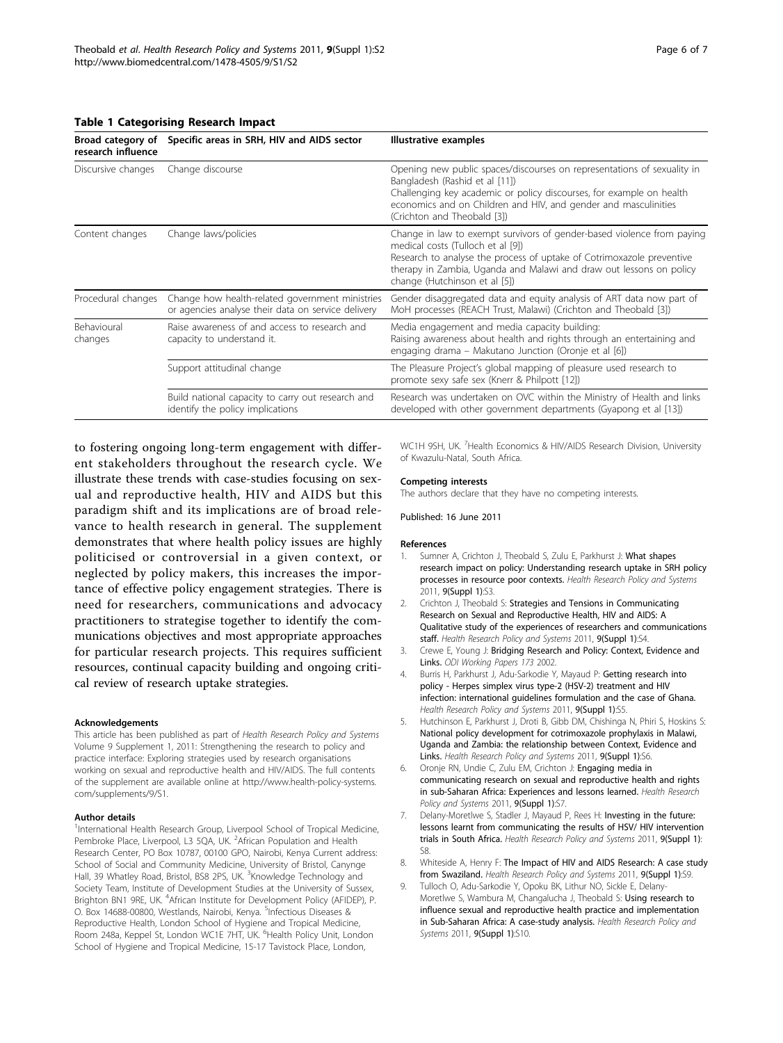**Table 1 Categorising Research Impact**

| Broad category of research influence | Specific areas in SRH, HIV and AIDS sector | Illustrative examples |
|---|---|---|
| Discursive changes | Change discourse | Opening new public spaces/discourses on representations of sexuality in Bangladesh (Rashid et al [11]) Challenging key academic or policy discourses, for example on health economics and on Children and HIV, and gender and masculinities (Crichton and Theobald [3]) |
| Content changes | Change laws/policies | Change in law to exempt survivors of gender-based violence from paying medical costs (Tulloch et al [9]) Research to analyse the process of uptake of Cotrimoxazole preventive therapy in Zambia, Uganda and Malawi and draw out lessons on policy change (Hutchinson et al [5]) |
| Procedural changes | Change how health-related government ministries or agencies analyse their data on service delivery | Gender disaggregated data and equity analysis of ART data now part of MoH processes (REACH Trust, Malawi) (Crichton and Theobald [3]) |
| Behavioural changes | Raise awareness of and access to research and capacity to understand it. | Media engagement and media capacity building: Raising awareness about health and rights through an entertaining and engaging drama – Makutano Junction (Oronje et al [6]) |
| | Support attitudinal change | The Pleasure Project's global mapping of pleasure used research to promote sexy safe sex (Knerr & Philpott [12]) |
| | Build national capacity to carry out research and identify the policy implications | Research was undertaken on OVC within the Ministry of Health and links developed with other government departments (Gyapong et al [13]) |

to fostering ongoing long-term engagement with different stakeholders throughout the research cycle. We illustrate these trends with case-studies focusing on sexual and reproductive health, HIV and AIDS but this paradigm shift and its implications are of broad relevance to health research in general. The supplement demonstrates that where health policy issues are highly politicised or controversial in a given context, or neglected by policy makers, this increases the importance of effective policy engagement strategies. There is need for researchers, communications and advocacy practitioners to strategise together to identify the communications objectives and most appropriate approaches for particular research projects. This requires sufficient resources, continual capacity building and ongoing critical review of research uptake strategies.

#### Acknowledgements

This article has been published as part of *Health Research Policy and Systems* Volume 9 Supplement 1, 2011: Strengthening the research to policy and practice interface: Exploring strategies used by research organisations working on sexual and reproductive health and HIV/AIDS. The full contents of the supplement are available online at http://www.health-policy-systems.com/supplements/9/S1.

#### Author details

[1]International Health Research Group, Liverpool School of Tropical Medicine, Pembroke Place, Liverpool, L3 5QA, UK. [2]African Population and Health Research Center, PO Box 10787, 00100 GPO, Nairobi, Kenya Current address: School of Social and Community Medicine, University of Bristol, Canynge Hall, 39 Whatley Road, Bristol, BS8 2PS, UK. [3]Knowledge Technology and Society Team, Institute of Development Studies at the University of Sussex, Brighton BN1 9RE, UK. [4]African Institute for Development Policy (AFIDEP), P. O. Box 14688-00800, Westlands, Nairobi, Kenya. [5]Infectious Diseases & Reproductive Health, London School of Hygiene and Tropical Medicine, Room 248a, Keppel St, London WC1E 7HT, UK. [6]Health Policy Unit, London School of Hygiene and Tropical Medicine, 15-17 Tavistock Place, London, WC1H 9SH, UK. [7]Health Economics & HIV/AIDS Research Division, University of Kwazulu-Natal, South Africa.

#### Competing interests

The authors declare that they have no competing interests.

Published: 16 June 2011

#### References

1. Sumner A, Crichton J, Theobald S, Zulu E, Parkhurst J: **What shapes research impact on policy: Understanding research uptake in SRH policy processes in resource poor contexts.** *Health Research Policy and Systems* 2011, **9(Suppl 1)**:S3.
2. Crichton J, Theobald S: **Strategies and Tensions in Communicating Research on Sexual and Reproductive Health, HIV and AIDS: A Qualitative study of the experiences of researchers and communications staff.** *Health Research Policy and Systems* 2011, **9(Suppl 1)**:S4.
3. Crewe E, Young J: **Bridging Research and Policy: Context, Evidence and Links.** *ODI Working Papers 173* 2002.
4. Burris H, Parkhurst J, Adu-Sarkodie Y, Mayaud P: **Getting research into policy - Herpes simplex virus type-2 (HSV-2) treatment and HIV infection: international guidelines formulation and the case of Ghana.** *Health Research Policy and Systems* 2011, **9(Suppl 1)**:S5.
5. Hutchinson E, Parkhurst J, Droti B, Gibb DM, Chishinga N, Phiri S, Hoskins S: **National policy development for cotrimoxazole prophylaxis in Malawi, Uganda and Zambia: the relationship between Context, Evidence and Links.** *Health Research Policy and Systems* 2011, **9(Suppl 1)**:S6.
6. Oronje RN, Undie C, Zulu EM, Crichton J: **Engaging media in communicating research on sexual and reproductive health and rights in sub-Saharan Africa: Experiences and lessons learned.** *Health Research Policy and Systems* 2011, **9(Suppl 1)**:S7.
7. Delany-Moretlwe S, Stadler J, Mayaud P, Rees H: **Investing in the future: lessons learnt from communicating the results of HSV/ HIV intervention trials in South Africa.** *Health Research Policy and Systems* 2011, **9(Suppl 1)**: S8.
8. Whiteside A, Henry F: **The Impact of HIV and AIDS Research: A case study from Swaziland.** *Health Research Policy and Systems* 2011, **9(Suppl 1)**:S9.
9. Tulloch O, Adu-Sarkodie Y, Opoku BK, Lithur NO, Sickle E, Delany-Moretlwe S, Wambura M, Changalucha J, Theobald S: **Using research to influence sexual and reproductive health practice and implementation in Sub-Saharan Africa: A case-study analysis.** *Health Research Policy and Systems* 2011, **9(Suppl 1)**:S10.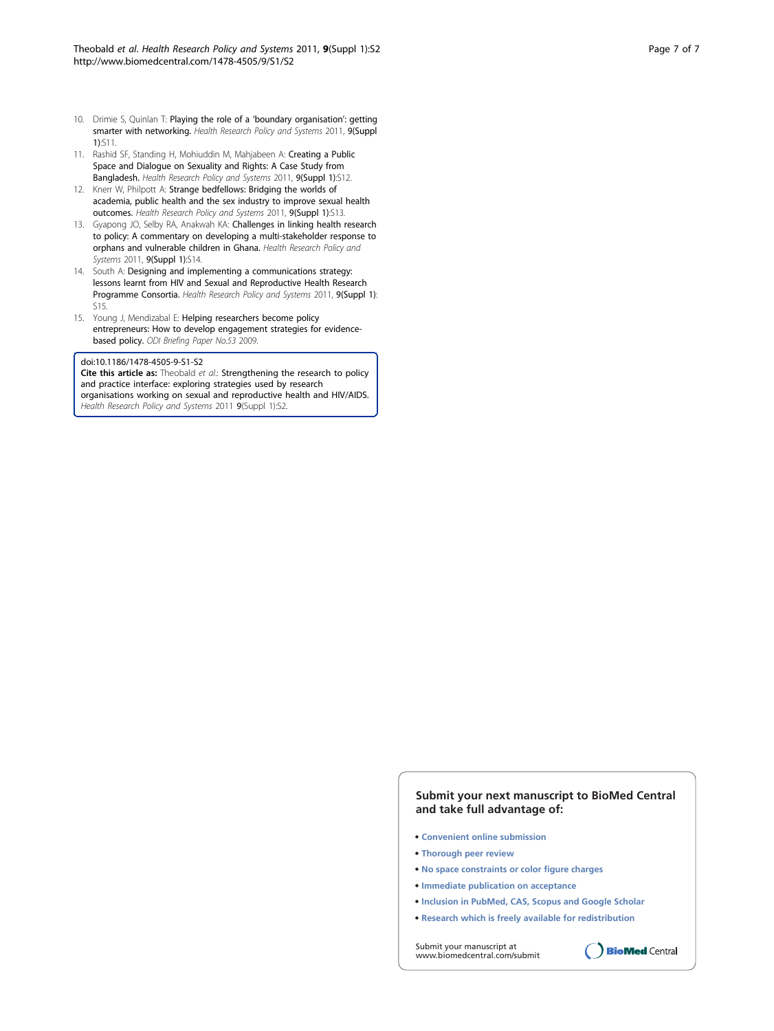10. Drimie S, Quinlan T: **Playing the role of a 'boundary organisation': getting smarter with networking.** *Health Research Policy and Systems* 2011, **9(Suppl 1)**:S11.
11. Rashid SF, Standing H, Mohiuddin M, Mahjabeen A: **Creating a Public Space and Dialogue on Sexuality and Rights: A Case Study from Bangladesh.** *Health Research Policy and Systems* 2011, **9(Suppl 1)**:S12.
12. Knerr W, Philpott A: **Strange bedfellows: Bridging the worlds of academia, public health and the sex industry to improve sexual health outcomes.** *Health Research Policy and Systems* 2011, **9(Suppl 1)**:S13.
13. Gyapong JO, Selby RA, Anakwah KA: **Challenges in linking health research to policy: A commentary on developing a multi-stakeholder response to orphans and vulnerable children in Ghana.** *Health Research Policy and Systems* 2011, **9(Suppl 1)**:S14.
14. South A: **Designing and implementing a communications strategy: lessons learnt from HIV and Sexual and Reproductive Health Research Programme Consortia.** *Health Research Policy and Systems* 2011, **9(Suppl 1)**: S15.
15. Young J, Mendizabal E: **Helping researchers become policy entrepreneurs: How to develop engagement strategies for evidence-based policy.** *ODI Briefing Paper No.53* 2009.

doi:10.1186/1478-4505-9-S1-S2

**Cite this article as:** Theobald *et al.*: Strengthening the research to policy and practice interface: exploring strategies used by research organisations working on sexual and reproductive health and HIV/AIDS. *Health Research Policy and Systems* 2011 **9**(Suppl 1):S2.

**Submit your next manuscript to BioMed Central and take full advantage of:**

- **Convenient online submission**
- **Thorough peer review**
- **No space constraints or color figure charges**
- **Immediate publication on acceptance**
- **Inclusion in PubMed, CAS, Scopus and Google Scholar**
- **Research which is freely available for redistribution**

Submit your manuscript at
www.biomedcentral.com/submit

BioMed Central